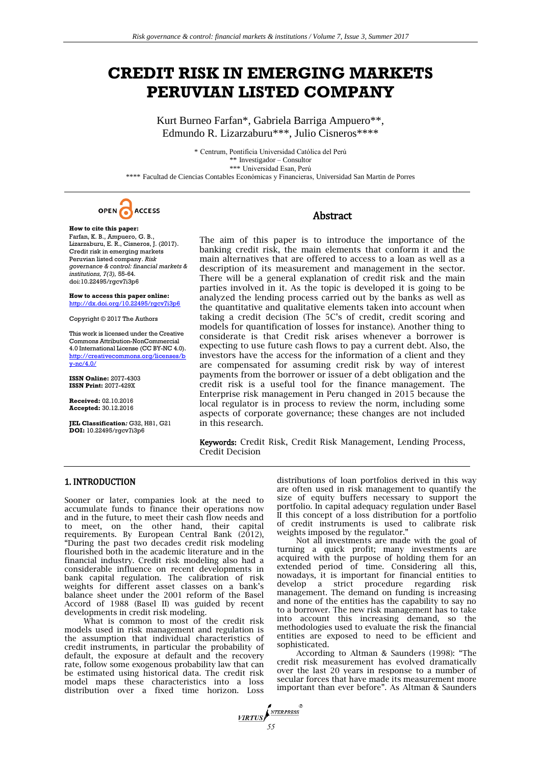# CREDIT RISK IN EMERGING MARKETS PERUVIAN LISTED COMPANY

Kurt Burneo Farfan*, Gabriela Barriga Ampuero**, Edmundo R. Lizarzaburu***, Julio Cisneros****

\* Centrum, Pontificia Universidad Católica del Perú
\*\* Investigador – Consultor
\*\*\* Universidad Esan, Perú
\*\*\*\* Facultad de Ciencias Contables Económicas y Financieras, Universidad San Martin de Porres

OPEN ACCESS

**How to cite this paper:**
Farfan, K. B., Ampuero, G. B., Lizarzaburu, E. R., Cisneros, J. (2017). Credit risk in emerging markets Peruvian listed company. *Risk governance & control: financial markets & institutions, 7(3),* 55-64. doi:10.22495/rgcv7i3p6

**How to access this paper online:**
http://dx.doi.org/10.22495/rgcv7i3p6

Copyright © 2017 The Authors

This work is licensed under the Creative Commons Attribution-NonCommercial 4.0 International License (CC BY-NC 4.0).
http://creativecommons.org/licenses/by-nc/4.0/

**ISSN Online:** 2077-4303
**ISSN Print:** 2077-429X

**Received:** 02.10.2016
**Accepted:** 30.12.2016

**JEL Classification***:* G32, H81, G21
**DOI:** 10.22495/rgcv7i3p6

## Abstract

The aim of this paper is to introduce the importance of the banking credit risk, the main elements that conform it and the main alternatives that are offered to access to a loan as well as a description of its measurement and management in the sector. There will be a general explanation of credit risk and the main parties involved in it. As the topic is developed it is going to be analyzed the lending process carried out by the banks as well as the quantitative and qualitative elements taken into account when taking a credit decision (The 5C's of credit, credit scoring and models for quantification of losses for instance). Another thing to considerate is that Credit risk arises whenever a borrower is expecting to use future cash flows to pay a current debt. Also, the investors have the access for the information of a client and they are compensated for assuming credit risk by way of interest payments from the borrower or issuer of a debt obligation and the credit risk is a useful tool for the finance management. The Enterprise risk management in Peru changed in 2015 because the local regulator is in process to review the norm, including some aspects of corporate governance; these changes are not included in this research.

**Keywords:** Credit Risk, Credit Risk Management, Lending Process, Credit Decision

## 1. INTRODUCTION

Sooner or later, companies look at the need to accumulate funds to finance their operations now and in the future, to meet their cash flow needs and to meet, on the other hand, their capital requirements. By European Central Bank (2012), "During the past two decades credit risk modeling flourished both in the academic literature and in the financial industry. Credit risk modeling also had a considerable influence on recent developments in bank capital regulation. The calibration of risk weights for different asset classes on a bank's balance sheet under the 2001 reform of the Basel Accord of 1988 (Basel II) was guided by recent developments in credit risk modeling.

What is common to most of the credit risk models used in risk management and regulation is the assumption that individual characteristics of credit instruments, in particular the probability of default, the exposure at default and the recovery rate, follow some exogenous probability law that can be estimated using historical data. The credit risk model maps these characteristics into a loss distribution over a fixed time horizon. Loss distributions of loan portfolios derived in this way are often used in risk management to quantify the size of equity buffers necessary to support the portfolio. In capital adequacy regulation under Basel II this concept of a loss distribution for a portfolio of credit instruments is used to calibrate risk weights imposed by the regulator."

Not all investments are made with the goal of turning a quick profit; many investments are acquired with the purpose of holding them for an extended period of time. Considering all this, nowadays, it is important for financial entities to develop a strict procedure regarding risk management. The demand on funding is increasing and none of the entities has the capability to say no to a borrower. The new risk management has to take into account this increasing demand, so the methodologies used to evaluate the risk the financial entities are exposed to need to be efficient and sophisticated.

According to Altman & Saunders (1998): "The credit risk measurement has evolved dramatically over the last 20 years in response to a number of secular forces that have made its measurement more important than ever before". As Altman & Saunders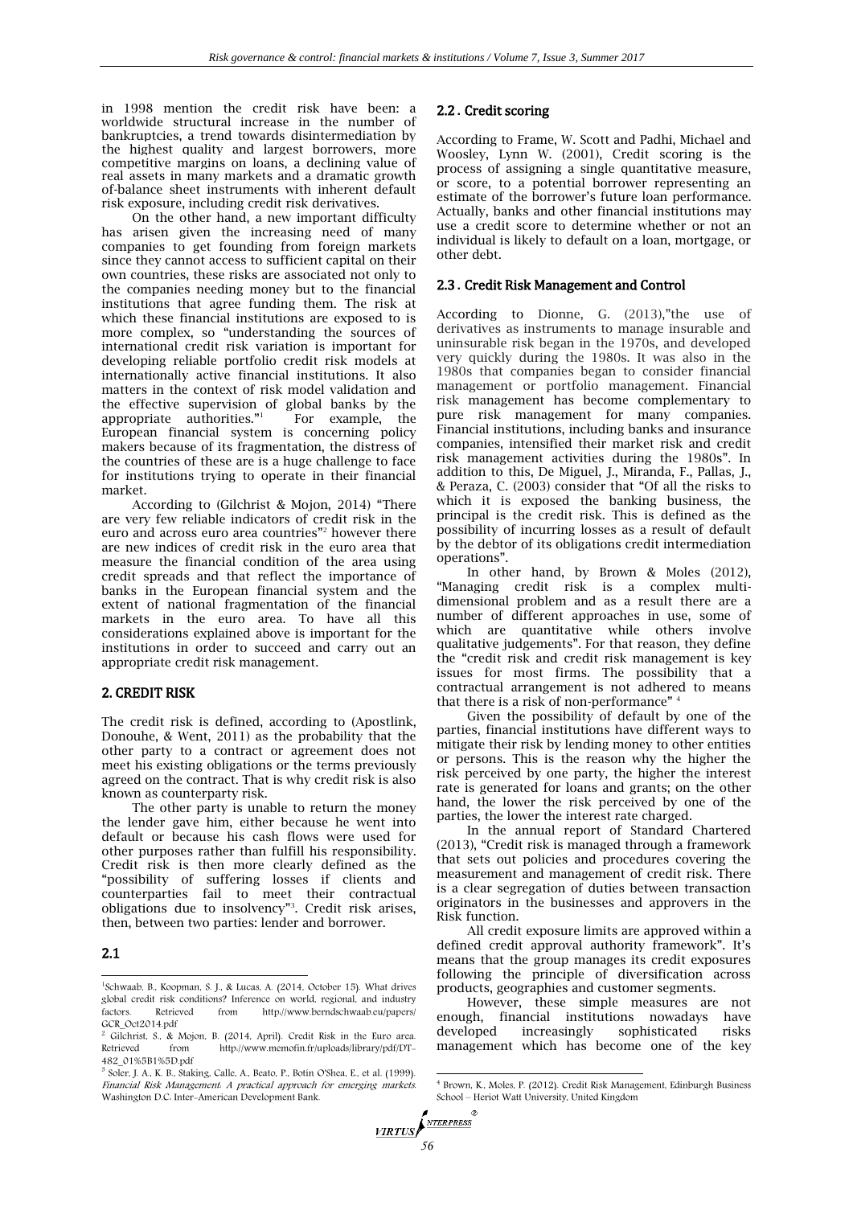in 1998 mention the credit risk have been: a worldwide structural increase in the number of bankruptcies, a trend towards disintermediation by the highest quality and largest borrowers, more competitive margins on loans, a declining value of real assets in many markets and a dramatic growth of-balance sheet instruments with inherent default risk exposure, including credit risk derivatives.

On the other hand, a new important difficulty has arisen given the increasing need of many companies to get founding from foreign markets since they cannot access to sufficient capital on their own countries, these risks are associated not only to the companies needing money but to the financial institutions that agree funding them. The risk at which these financial institutions are exposed to is more complex, so "understanding the sources of international credit risk variation is important for developing reliable portfolio credit risk models at internationally active financial institutions. It also matters in the context of risk model validation and the effective supervision of global banks by the appropriate authorities."[1] For example, the European financial system is concerning policy makers because of its fragmentation, the distress of the countries of these are is a huge challenge to face for institutions trying to operate in their financial market.

According to (Gilchrist & Mojon, 2014) "There are very few reliable indicators of credit risk in the euro and across euro area countries"[2] however there are new indices of credit risk in the euro area that measure the financial condition of the area using credit spreads and that reflect the importance of banks in the European financial system and the extent of national fragmentation of the financial markets in the euro area. To have all this considerations explained above is important for the institutions in order to succeed and carry out an appropriate credit risk management.

## 2. CREDIT RISK

The credit risk is defined, according to (Apostlink, Donouhe, & Went, 2011) as the probability that the other party to a contract or agreement does not meet his existing obligations or the terms previously agreed on the contract. That is why credit risk is also known as counterparty risk.

The other party is unable to return the money the lender gave him, either because he went into default or because his cash flows were used for other purposes rather than fulfill his responsibility. Credit risk is then more clearly defined as the "possibility of suffering losses if clients and counterparties fail to meet their contractual obligations due to insolvency"[3]. Credit risk arises, then, between two parties: lender and borrower.

### 2.1

### 2.2 . Credit scoring

According to Frame, W. Scott and Padhi, Michael and Woosley, Lynn W. (2001), Credit scoring is the process of assigning a single quantitative measure, or score, to a potential borrower representing an estimate of the borrower's future loan performance. Actually, banks and other financial institutions may use a credit score to determine whether or not an individual is likely to default on a loan, mortgage, or other debt.

### 2.3 . Credit Risk Management and Control

According to Dionne, G. (2013),"the use of derivatives as instruments to manage insurable and uninsurable risk began in the 1970s, and developed very quickly during the 1980s. It was also in the 1980s that companies began to consider financial management or portfolio management. Financial risk management has become complementary to pure risk management for many companies. Financial institutions, including banks and insurance companies, intensified their market risk and credit risk management activities during the 1980s". In addition to this, De Miguel, J., Miranda, F., Pallas, J., & Peraza, C. (2003) consider that "Of all the risks to which it is exposed the banking business, the principal is the credit risk. This is defined as the possibility of incurring losses as a result of default by the debtor of its obligations credit intermediation operations".

In other hand, by Brown & Moles (2012), "Managing credit risk is a complex multi-dimensional problem and as a result there are a number of different approaches in use, some of which are quantitative while others involve qualitative judgements". For that reason, they define the "credit risk and credit risk management is key issues for most firms. The possibility that a contractual arrangement is not adhered to means that there is a risk of non-performance" [4]

Given the possibility of default by one of the parties, financial institutions have different ways to mitigate their risk by lending money to other entities or persons. This is the reason why the higher the risk perceived by one party, the higher the interest rate is generated for loans and grants; on the other hand, the lower the risk perceived by one of the parties, the lower the interest rate charged.

In the annual report of Standard Chartered (2013), "Credit risk is managed through a framework that sets out policies and procedures covering the measurement and management of credit risk. There is a clear segregation of duties between transaction originators in the businesses and approvers in the Risk function.

All credit exposure limits are approved within a defined credit approval authority framework". It's means that the group manages its credit exposures following the principle of diversification across products, geographies and customer segments.

However, these simple measures are not enough, financial institutions nowadays have developed increasingly sophisticated risks management which has become one of the key

---

[1] Schwaab, B., Koopman, S. J., & Lucas, A. (2014, October 15). What drives global credit risk conditions? Inference on world, regional, and industry factors. Retrieved from http://www.berndschwaab.eu/papers/GCR_Oct2014.pdf

[2] Gilchrist, S., & Mojon, B. (2014, April). Credit Risk in the Euro area. Retrieved from http://www.memofin.fr/uploads/library/pdf/DT-482_01%5B1%5D.pdf

[3] Soler, J. A., K. B., Staking, Calle, A., Beato, P., Botín O'Shea, E., et al. (1999). *Financial Risk Management: A practical approach for emerging markets.* Washington D.C.: Inter-American Development Bank.

[4] Brown, K., Moles, P. (2012). Credit Risk Management, Edinburgh Business School – Heriot Watt University, United Kingdom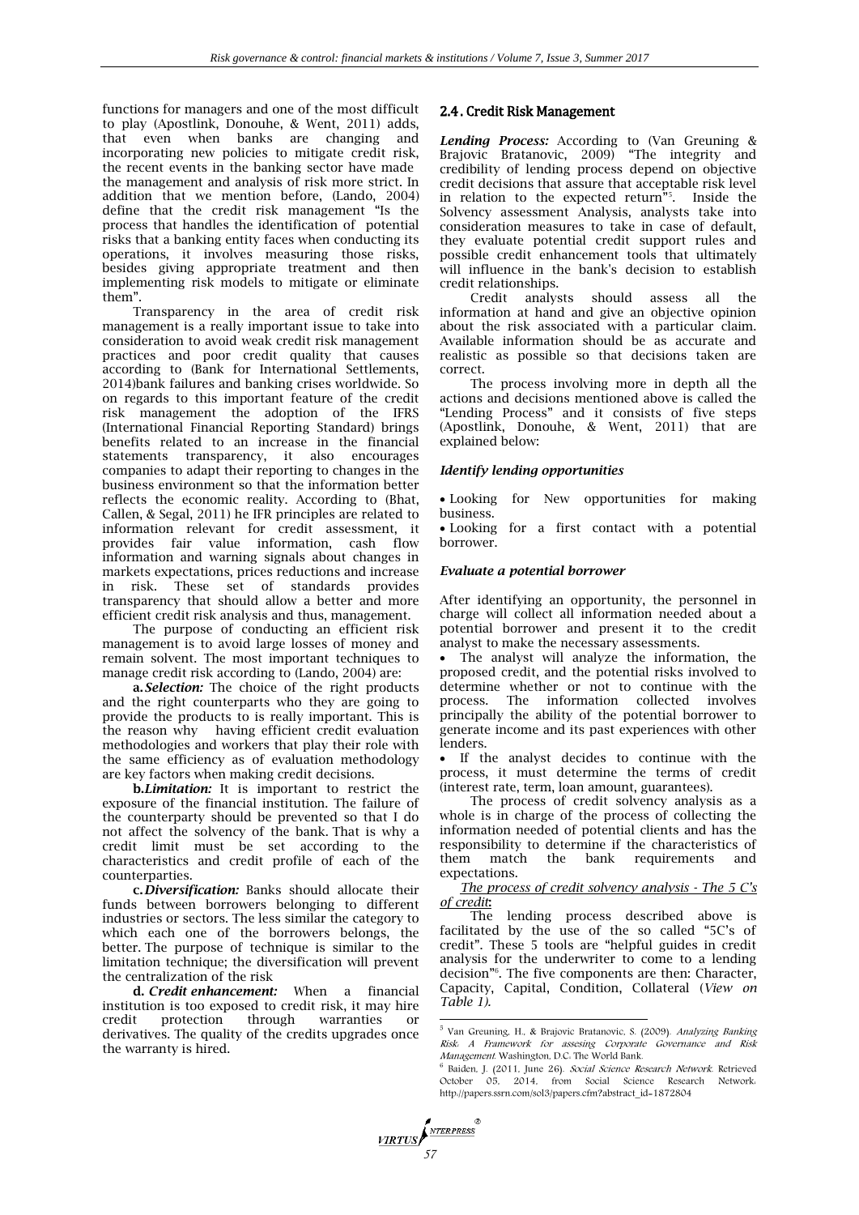functions for managers and one of the most difficult to play (Apostlink, Donouhe, & Went, 2011) adds, that even when banks are changing and incorporating new policies to mitigate credit risk, the recent events in the banking sector have made the management and analysis of risk more strict. In addition that we mention before, (Lando, 2004) define that the credit risk management "Is the process that handles the identification of potential risks that a banking entity faces when conducting its operations, it involves measuring those risks, besides giving appropriate treatment and then implementing risk models to mitigate or eliminate them".

Transparency in the area of credit risk management is a really important issue to take into consideration to avoid weak credit risk management practices and poor credit quality that causes according to (Bank for International Settlements, 2014)bank failures and banking crises worldwide. So on regards to this important feature of the credit risk management the adoption of the IFRS (International Financial Reporting Standard) brings benefits related to an increase in the financial statements transparency, it also encourages companies to adapt their reporting to changes in the business environment so that the information better reflects the economic reality. According to (Bhat, Callen, & Segal, 2011) he IFR principles are related to information relevant for credit assessment, it provides fair value information, cash flow information and warning signals about changes in markets expectations, prices reductions and increase in risk. These set of standards provides transparency that should allow a better and more efficient credit risk analysis and thus, management.

The purpose of conducting an efficient risk management is to avoid large losses of money and remain solvent. The most important techniques to manage credit risk according to (Lando, 2004) are:

**a.** ***Selection:*** The choice of the right products and the right counterparts who they are going to provide the products to is really important. This is the reason why having efficient credit evaluation methodologies and workers that play their role with the same efficiency as of evaluation methodology are key factors when making credit decisions.

**b.** ***Limitation:*** It is important to restrict the exposure of the financial institution. The failure of the counterparty should be prevented so that I do not affect the solvency of the bank. That is why a credit limit must be set according to the characteristics and credit profile of each of the counterparties.

**c.** ***Diversification:*** Banks should allocate their funds between borrowers belonging to different industries or sectors. The less similar the category to which each one of the borrowers belongs, the better. The purpose of technique is similar to the limitation technique; the diversification will prevent the centralization of the risk

**d.** ***Credit enhancement:*** When a financial institution is too exposed to credit risk, it may hire credit protection through warranties or derivatives. The quality of the credits upgrades once the warranty is hired.

## 2.4. Credit Risk Management

***Lending Process:*** According to (Van Greuning & Brajovic Bratanovic, 2009) "The integrity and credibility of lending process depend on objective credit decisions that assure that acceptable risk level in relation to the expected return"[5]. Inside the Solvency assessment Analysis, analysts take into consideration measures to take in case of default, they evaluate potential credit support rules and possible credit enhancement tools that ultimately will influence in the bank's decision to establish credit relationships.

Credit analysts should assess all the information at hand and give an objective opinion about the risk associated with a particular claim. Available information should be as accurate and realistic as possible so that decisions taken are correct.

The process involving more in depth all the actions and decisions mentioned above is called the "Lending Process" and it consists of five steps (Apostlink, Donouhe, & Went, 2011) that are explained below:

***Identify lending opportunities***

- Looking for New opportunities for making business.
- Looking for a first contact with a potential borrower.

***Evaluate a potential borrower***

After identifying an opportunity, the personnel in charge will collect all information needed about a potential borrower and present it to the credit analyst to make the necessary assessments.

- The analyst will analyze the information, the proposed credit, and the potential risks involved to determine whether or not to continue with the process. The information collected involves principally the ability of the potential borrower to generate income and its past experiences with other lenders.
- If the analyst decides to continue with the process, it must determine the terms of credit (interest rate, term, loan amount, guarantees).

The process of credit solvency analysis as a whole is in charge of the process of collecting the information needed of potential clients and has the responsibility to determine if the characteristics of them match the bank requirements and expectations.

***The process of credit solvency analysis - The 5 C's of credit:***

The lending process described above is facilitated by the use of the so called "5C's of credit". These 5 tools are "helpful guides in credit analysis for the underwriter to come to a lending decision"[6]. The five components are then: Character, Capacity, Capital, Condition, Collateral (*View on Table 1*).

---

[5] Van Greuning, H., & Brajovic Bratanovic, S. (2009). *Analyzing Banking Risk: A Framework for assesing Corporate Governance and Risk Management.* Washington, D.C.: The World Bank.

[6] Baiden, J. (2011, June 26). *Social Science Research Network.* Retrieved October 05, 2014, from Social Science Research Network: http://papers.ssrn.com/sol3/papers.cfm?abstract_id=1872804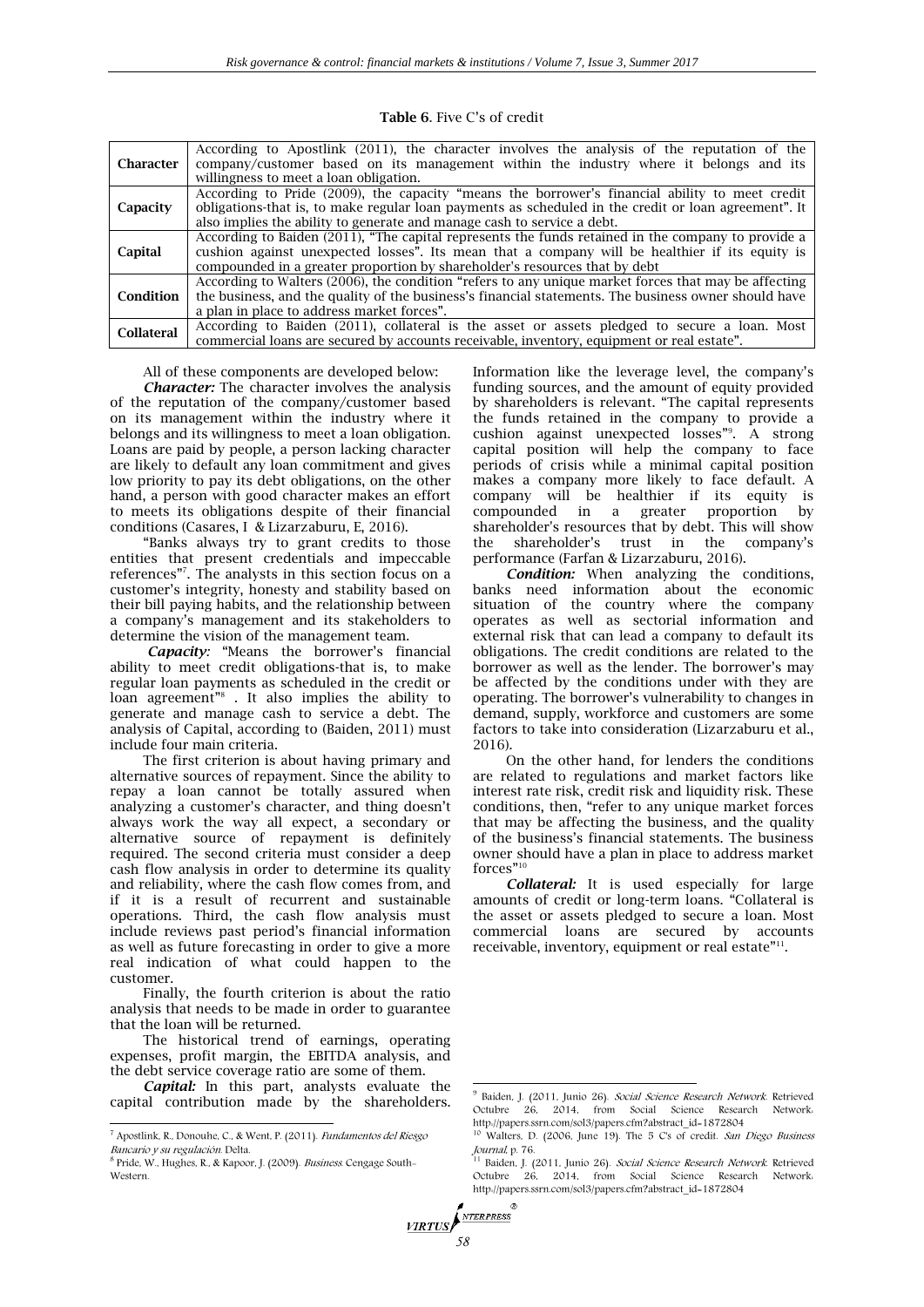**Table 6.** Five C's of credit

| | |
|---|---|
| **Character** | According to Apostlink (2011), the character involves the analysis of the reputation of the company/customer based on its management within the industry where it belongs and its willingness to meet a loan obligation. |
| **Capacity** | According to Pride (2009), the capacity "means the borrower's financial ability to meet credit obligations-that is, to make regular loan payments as scheduled in the credit or loan agreement". It also implies the ability to generate and manage cash to service a debt. |
| **Capital** | According to Baiden (2011), "The capital represents the funds retained in the company to provide a cushion against unexpected losses". Its mean that a company will be healthier if its equity is compounded in a greater proportion by shareholder's resources that by debt |
| **Condition** | According to Walters (2006), the condition "refers to any unique market forces that may be affecting the business, and the quality of the business's financial statements. The business owner should have a plan in place to address market forces". |
| **Collateral** | According to Baiden (2011), collateral is the asset or assets pledged to secure a loan. Most commercial loans are secured by accounts receivable, inventory, equipment or real estate". |

All of these components are developed below:

***Character:*** The character involves the analysis of the reputation of the company/customer based on its management within the industry where it belongs and its willingness to meet a loan obligation. Loans are paid by people, a person lacking character are likely to default any loan commitment and gives low priority to pay its debt obligations, on the other hand, a person with good character makes an effort to meets its obligations despite of their financial conditions (Casares, I & Lizarzaburu, E, 2016).

"Banks always try to grant credits to those entities that present credentials and impeccable references"[7]. The analysts in this section focus on a customer's integrity, honesty and stability based on their bill paying habits, and the relationship between a company's management and its stakeholders to determine the vision of the management team.

***Capacity:*** "Means the borrower's financial ability to meet credit obligations-that is, to make regular loan payments as scheduled in the credit or loan agreement"[8] . It also implies the ability to generate and manage cash to service a debt. The analysis of Capital, according to (Baiden, 2011) must include four main criteria.

The first criterion is about having primary and alternative sources of repayment. Since the ability to repay a loan cannot be totally assured when analyzing a customer's character, and thing doesn't always work the way all expect, a secondary or alternative source of repayment is definitely required. The second criteria must consider a deep cash flow analysis in order to determine its quality and reliability, where the cash flow comes from, and if it is a result of recurrent and sustainable operations. Third, the cash flow analysis must include reviews past period's financial information as well as future forecasting in order to give a more real indication of what could happen to the customer.

Finally, the fourth criterion is about the ratio analysis that needs to be made in order to guarantee that the loan will be returned.

The historical trend of earnings, operating expenses, profit margin, the EBITDA analysis, and the debt service coverage ratio are some of them.

***Capital:*** In this part, analysts evaluate the capital contribution made by the shareholders. Information like the leverage level, the company's funding sources, and the amount of equity provided by shareholders is relevant. "The capital represents the funds retained in the company to provide a cushion against unexpected losses"[9]. A strong capital position will help the company to face periods of crisis while a minimal capital position makes a company more likely to face default. A company will be healthier if its equity is compounded in a greater proportion by shareholder's resources that by debt. This will show the shareholder's trust in the company's performance (Farfan & Lizarzaburu, 2016).

***Condition:*** When analyzing the conditions, banks need information about the economic situation of the country where the company operates as well as sectorial information and external risk that can lead a company to default its obligations. The credit conditions are related to the borrower as well as the lender. The borrower's may be affected by the conditions under with they are operating. The borrower's vulnerability to changes in demand, supply, workforce and customers are some factors to take into consideration (Lizarzaburu et al., 2016).

On the other hand, for lenders the conditions are related to regulations and market factors like interest rate risk, credit risk and liquidity risk. These conditions, then, "refer to any unique market forces that may be affecting the business, and the quality of the business's financial statements. The business owner should have a plan in place to address market forces"[10]

***Collateral:*** It is used especially for large amounts of credit or long-term loans. "Collateral is the asset or assets pledged to secure a loan. Most commercial loans are secured by accounts receivable, inventory, equipment or real estate"[11].

---

[7] Apostlink, R., Donouhe, C., & Went, P. (2011). *Fundamentos del Riesgo Bancario y su regulación*. Delta.

[8] Pride, W., Hughes, R., & Kapoor, J. (2009). *Business*. Cengage South-Western.

[9] Baiden, J. (2011, Junio 26). *Social Science Research Network*. Retrieved Octubre 26, 2014, from Social Science Research Network: http://papers.ssrn.com/sol3/papers.cfm?abstract_id=1872804

[10] Walters, D. (2006, June 19). The 5 C's of credit. *San Diego Business Journal*, p. 76.

[11] Baiden, J. (2011, Junio 26). *Social Science Research Network*. Retrieved Octubre 26, 2014, from Social Science Research Network: http://papers.ssrn.com/sol3/papers.cfm?abstract_id=1872804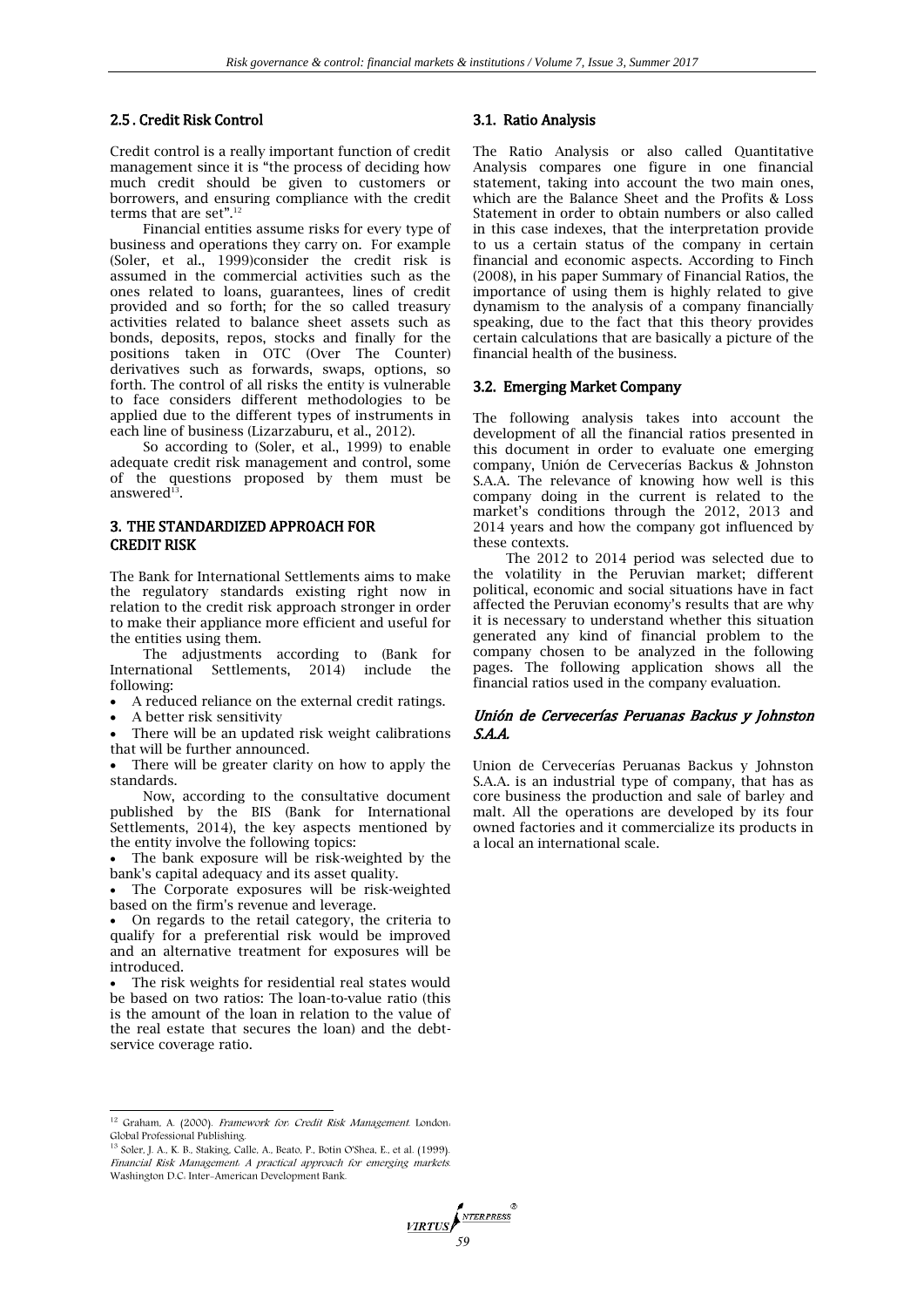### 2.5 . Credit Risk Control

Credit control is a really important function of credit management since it is "the process of deciding how much credit should be given to customers or borrowers, and ensuring compliance with the credit terms that are set".[12]

Financial entities assume risks for every type of business and operations they carry on. For example (Soler, et al., 1999)consider the credit risk is assumed in the commercial activities such as the ones related to loans, guarantees, lines of credit provided and so forth; for the so called treasury activities related to balance sheet assets such as bonds, deposits, repos, stocks and finally for the positions taken in OTC (Over The Counter) derivatives such as forwards, swaps, options, so forth. The control of all risks the entity is vulnerable to face considers different methodologies to be applied due to the different types of instruments in each line of business (Lizarzaburu, et al., 2012).

So according to (Soler, et al., 1999) to enable adequate credit risk management and control, some of the questions proposed by them must be answered[13].

## 3. THE STANDARDIZED APPROACH FOR CREDIT RISK

The Bank for International Settlements aims to make the regulatory standards existing right now in relation to the credit risk approach stronger in order to make their appliance more efficient and useful for the entities using them.

The adjustments according to (Bank for International Settlements, 2014) include the following:

- A reduced reliance on the external credit ratings.
- A better risk sensitivity
- There will be an updated risk weight calibrations that will be further announced.
- There will be greater clarity on how to apply the standards.

Now, according to the consultative document published by the BIS (Bank for International Settlements, 2014), the key aspects mentioned by the entity involve the following topics:

- The bank exposure will be risk-weighted by the bank's capital adequacy and its asset quality.
- The Corporate exposures will be risk-weighted based on the firm's revenue and leverage.
- On regards to the retail category, the criteria to qualify for a preferential risk would be improved and an alternative treatment for exposures will be introduced.
- The risk weights for residential real states would be based on two ratios: The loan-to-value ratio (this is the amount of the loan in relation to the value of the real estate that secures the loan) and the debt-service coverage ratio.

### 3.1. Ratio Analysis

The Ratio Analysis or also called Quantitative Analysis compares one figure in one financial statement, taking into account the two main ones, which are the Balance Sheet and the Profits & Loss Statement in order to obtain numbers or also called in this case indexes, that the interpretation provide to us a certain status of the company in certain financial and economic aspects. According to Finch (2008), in his paper Summary of Financial Ratios, the importance of using them is highly related to give dynamism to the analysis of a company financially speaking, due to the fact that this theory provides certain calculations that are basically a picture of the financial health of the business.

### 3.2. Emerging Market Company

The following analysis takes into account the development of all the financial ratios presented in this document in order to evaluate one emerging company, Unión de Cervecerías Backus & Johnston S.A.A. The relevance of knowing how well is this company doing in the current is related to the market's conditions through the 2012, 2013 and 2014 years and how the company got influenced by these contexts.

The 2012 to 2014 period was selected due to the volatility in the Peruvian market; different political, economic and social situations have in fact affected the Peruvian economy's results that are why it is necessary to understand whether this situation generated any kind of financial problem to the company chosen to be analyzed in the following pages. The following application shows all the financial ratios used in the company evaluation.

#### *Unión de Cervecerías Peruanas Backus y Johnston S.A.A.*

Union de Cervecerías Peruanas Backus y Johnston S.A.A. is an industrial type of company, that has as core business the production and sale of barley and malt. All the operations are developed by its four owned factories and it commercialize its products in a local an international scale.

---

[12] Graham, A. (2000). *Framework for: Credit Risk Management.* London: Global Professional Publishing.

[13] Soler, J. A., K. B., Staking, Calle, A., Beato, P., Botin O'Shea, E., et al. (1999). *Financial Risk Management: A practical approach for emerging markets.* Washington D.C.: Inter-American Development Bank.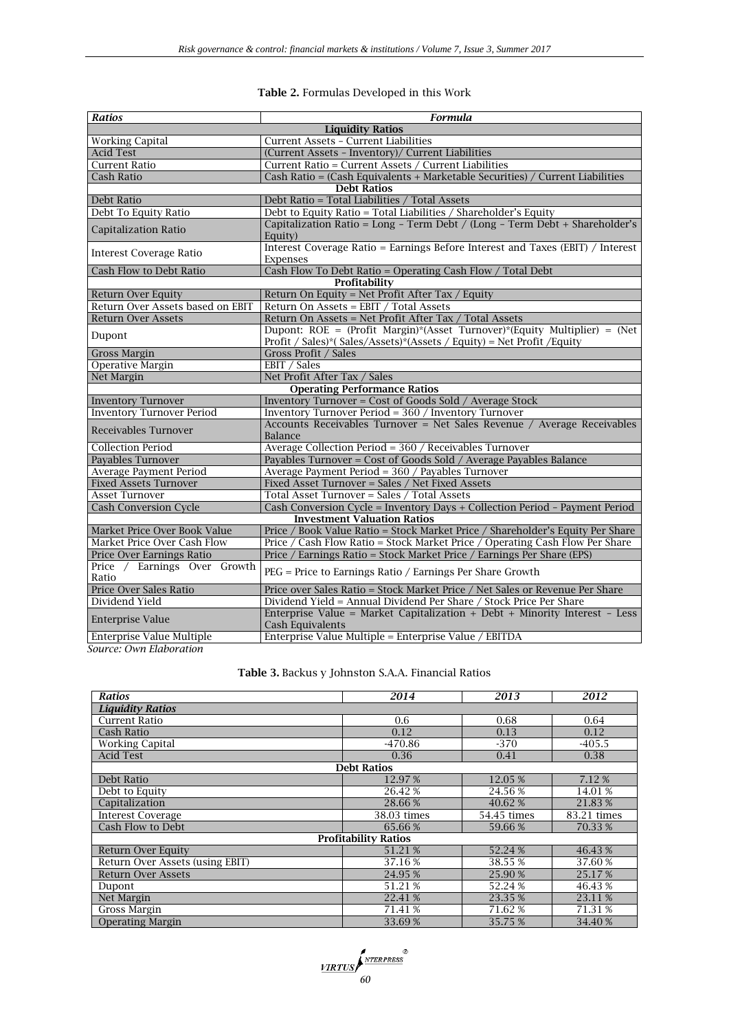**Table 2.** Formulas Developed in this Work

| *Ratios* | *Formula* |
|---|---|
| **Liquidity Ratios** | |
| Working Capital | Current Assets – Current Liabilities |
| Acid Test | (Current Assets – Inventory)/ Current Liabilities |
| Current Ratio | Current Ratio = Current Assets / Current Liabilities |
| Cash Ratio | Cash Ratio = (Cash Equivalents + Marketable Securities) / Current Liabilities |
| **Debt Ratios** | |
| Debt Ratio | Debt Ratio = Total Liabilities / Total Assets |
| Debt To Equity Ratio | Debt to Equity Ratio = Total Liabilities / Shareholder's Equity |
| Capitalization Ratio | Capitalization Ratio = Long – Term Debt / (Long – Term Debt + Shareholder's Equity) |
| Interest Coverage Ratio | Interest Coverage Ratio = Earnings Before Interest and Taxes (EBIT) / Interest Expenses |
| Cash Flow to Debt Ratio | Cash Flow To Debt Ratio = Operating Cash Flow / Total Debt |
| **Profitability** | |
| Return Over Equity | Return On Equity = Net Profit After Tax / Equity |
| Return Over Assets based on EBIT | Return On Assets = EBIT / Total Assets |
| Return Over Assets | Return On Assets = Net Profit After Tax / Total Assets |
| Dupont | Dupont: ROE = (Profit Margin)*(Asset Turnover)*(Equity Multiplier) = (Net Profit / Sales)*( Sales/Assets)*(Assets / Equity) = Net Profit /Equity |
| Gross Margin | Gross Profit / Sales |
| Operative Margin | EBIT / Sales |
| Net Margin | Net Profit After Tax / Sales |
| **Operating Performance Ratios** | |
| Inventory Turnover | Inventory Turnover = Cost of Goods Sold / Average Stock |
| Inventory Turnover Period | Inventory Turnover Period = 360 / Inventory Turnover |
| Receivables Turnover | Accounts Receivables Turnover = Net Sales Revenue / Average Receivables Balance |
| Collection Period | Average Collection Period = 360 / Receivables Turnover |
| Payables Turnover | Payables Turnover = Cost of Goods Sold / Average Payables Balance |
| Average Payment Period | Average Payment Period = 360 / Payables Turnover |
| Fixed Assets Turnover | Fixed Asset Turnover = Sales / Net Fixed Assets |
| Asset Turnover | Total Asset Turnover = Sales / Total Assets |
| Cash Conversion Cycle | Cash Conversion Cycle = Inventory Days + Collection Period – Payment Period |
| **Investment Valuation Ratios** | |
| Market Price Over Book Value | Price / Book Value Ratio = Stock Market Price / Shareholder's Equity Per Share |
| Market Price Over Cash Flow | Price / Cash Flow Ratio = Stock Market Price / Operating Cash Flow Per Share |
| Price Over Earnings Ratio | Price / Earnings Ratio = Stock Market Price / Earnings Per Share (EPS) |
| Price / Earnings Over Growth Ratio | PEG = Price to Earnings Ratio / Earnings Per Share Growth |
| Price Over Sales Ratio | Price over Sales Ratio = Stock Market Price / Net Sales or Revenue Per Share |
| Dividend Yield | Dividend Yield = Annual Dividend Per Share / Stock Price Per Share |
| Enterprise Value | Enterprise Value = Market Capitalization + Debt + Minority Interest – Less Cash Equivalents |
| Enterprise Value Multiple | Enterprise Value Multiple = Enterprise Value / EBITDA |

*Source: Own Elaboration*

**Table 3.** Backus y Johnston S.A.A. Financial Ratios

| *Ratios* | *2014* | *2013* | *2012* |
|---|---|---|---|
| ***Liquidity Ratios*** | | | |
| Current Ratio | 0.6 | 0.68 | 0.64 |
| Cash Ratio | 0.12 | 0.13 | 0.12 |
| Working Capital | -470.86 | -370 | -405.5 |
| Acid Test | 0.36 | 0.41 | 0.38 |
| **Debt Ratios** | | | |
| Debt Ratio | 12.97 % | 12.05 % | 7.12 % |
| Debt to Equity | 26.42 % | 24.56 % | 14.01 % |
| Capitalization | 28.66 % | 40.62 % | 21.83 % |
| Interest Coverage | 38.03 times | 54.45 times | 83.21 times |
| Cash Flow to Debt | 65.66 % | 59.66 % | 70.33 % |
| **Profitability Ratios** | | | |
| Return Over Equity | 51.21 % | 52.24 % | 46.43 % |
| Return Over Assets (using EBIT) | 37.16 % | 38.55 % | 37.60 % |
| Return Over Assets | 24.95 % | 25.90 % | 25.17 % |
| Dupont | 51.21 % | 52.24 % | 46.43 % |
| Net Margin | 22.41 % | 23.35 % | 23.11 % |
| Gross Margin | 71.41 % | 71.62 % | 71.31 % |
| Operating Margin | 33.69 % | 35.75 % | 34.40 % |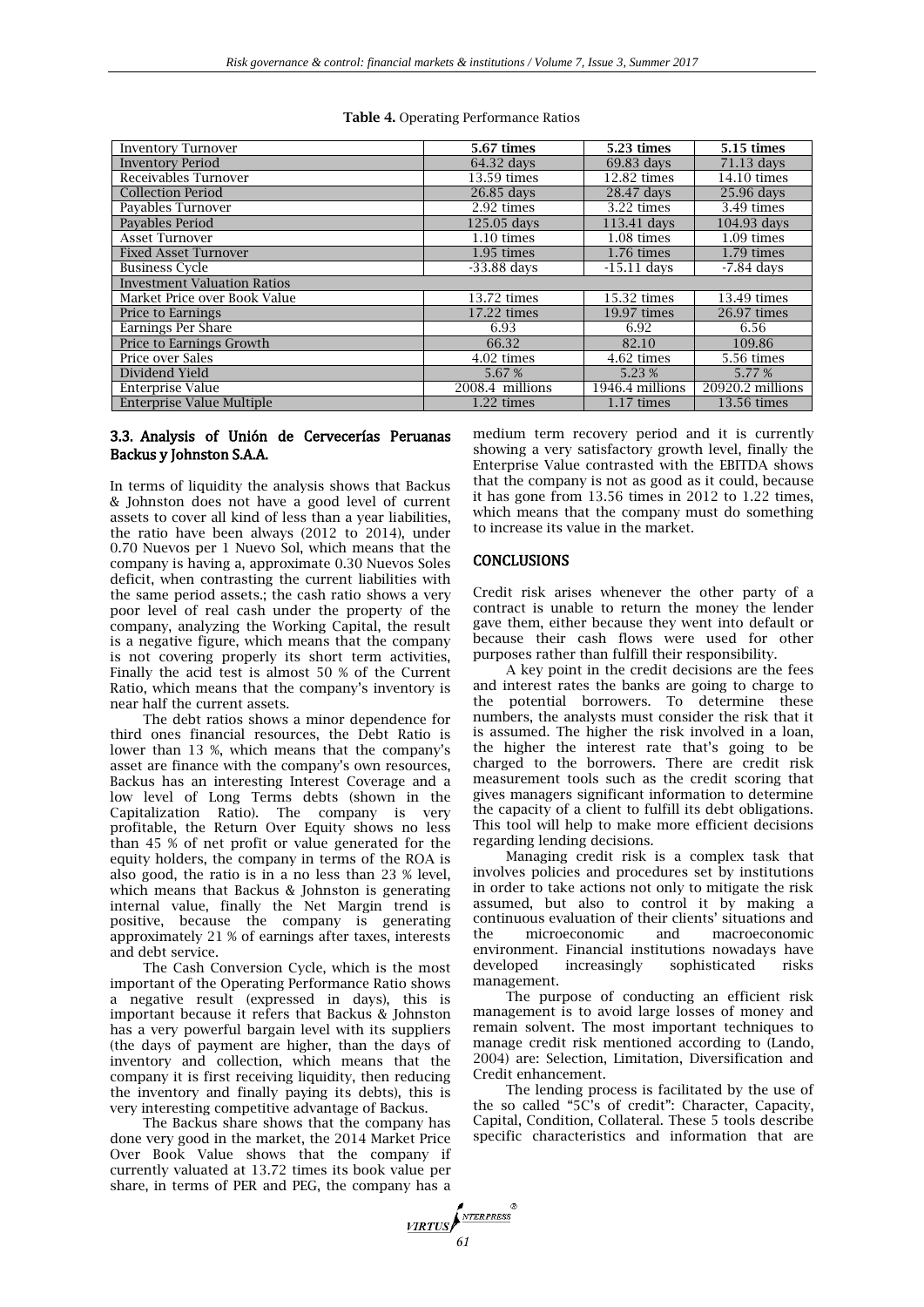**Table 4.** Operating Performance Ratios

| Inventory Turnover | 5.67 times | 5.23 times | 5.15 times |
|---|---|---|---|
| Inventory Period | 64.32 days | 69.83 days | 71.13 days |
| Receivables Turnover | 13.59 times | 12.82 times | 14.10 times |
| Collection Period | 26.85 days | 28.47 days | 25.96 days |
| Payables Turnover | 2.92 times | 3.22 times | 3.49 times |
| Payables Period | 125.05 days | 113.41 days | 104.93 days |
| Asset Turnover | 1.10 times | 1.08 times | 1.09 times |
| Fixed Asset Turnover | 1.95 times | 1.76 times | 1.79 times |
| Business Cycle | -33.88 days | -15.11 days | -7.84 days |
| Investment Valuation Ratios | | | |
| Market Price over Book Value | 13.72 times | 15.32 times | 13.49 times |
| Price to Earnings | 17.22 times | 19.97 times | 26.97 times |
| Earnings Per Share | 6.93 | 6.92 | 6.56 |
| Price to Earnings Growth | 66.32 | 82.10 | 109.86 |
| Price over Sales | 4.02 times | 4.62 times | 5.56 times |
| Dividend Yield | 5.67 % | 5.23 % | 5.77 % |
| Enterprise Value | 2008.4 millions | 1946.4 millions | 20920.2 millions |
| Enterprise Value Multiple | 1.22 times | 1.17 times | 13.56 times |

### 3.3. Analysis of Unión de Cervecerías Peruanas Backus y Johnston S.A.A.

In terms of liquidity the analysis shows that Backus & Johnston does not have a good level of current assets to cover all kind of less than a year liabilities, the ratio have been always (2012 to 2014), under 0.70 Nuevos per 1 Nuevo Sol, which means that the company is having a, approximate 0.30 Nuevos Soles deficit, when contrasting the current liabilities with the same period assets.; the cash ratio shows a very poor level of real cash under the property of the company, analyzing the Working Capital, the result is a negative figure, which means that the company is not covering properly its short term activities, Finally the acid test is almost 50 % of the Current Ratio, which means that the company's inventory is near half the current assets.

The debt ratios shows a minor dependence for third ones financial resources, the Debt Ratio is lower than 13 %, which means that the company's asset are finance with the company's own resources, Backus has an interesting Interest Coverage and a low level of Long Terms debts (shown in the Capitalization Ratio). The company is very profitable, the Return Over Equity shows no less than 45 % of net profit or value generated for the equity holders, the company in terms of the ROA is also good, the ratio is in a no less than 23 % level, which means that Backus & Johnston is generating internal value, finally the Net Margin trend is positive, because the company is generating approximately 21 % of earnings after taxes, interests and debt service.

The Cash Conversion Cycle, which is the most important of the Operating Performance Ratio shows a negative result (expressed in days), this is important because it refers that Backus & Johnston has a very powerful bargain level with its suppliers (the days of payment are higher, than the days of inventory and collection, which means that the company it is first receiving liquidity, then reducing the inventory and finally paying its debts), this is very interesting competitive advantage of Backus.

The Backus share shows that the company has done very good in the market, the 2014 Market Price Over Book Value shows that the company if currently valuated at 13.72 times its book value per share, in terms of PER and PEG, the company has a medium term recovery period and it is currently showing a very satisfactory growth level, finally the Enterprise Value contrasted with the EBITDA shows that the company is not as good as it could, because it has gone from 13.56 times in 2012 to 1.22 times, which means that the company must do something to increase its value in the market.

## CONCLUSIONS

Credit risk arises whenever the other party of a contract is unable to return the money the lender gave them, either because they went into default or because their cash flows were used for other purposes rather than fulfill their responsibility.

A key point in the credit decisions are the fees and interest rates the banks are going to charge to the potential borrowers. To determine these numbers, the analysts must consider the risk that it is assumed. The higher the risk involved in a loan, the higher the interest rate that's going to be charged to the borrowers. There are credit risk measurement tools such as the credit scoring that gives managers significant information to determine the capacity of a client to fulfill its debt obligations. This tool will help to make more efficient decisions regarding lending decisions.

Managing credit risk is a complex task that involves policies and procedures set by institutions in order to take actions not only to mitigate the risk assumed, but also to control it by making a continuous evaluation of their clients' situations and the microeconomic and macroeconomic environment. Financial institutions nowadays have developed increasingly sophisticated risks management.

The purpose of conducting an efficient risk management is to avoid large losses of money and remain solvent. The most important techniques to manage credit risk mentioned according to (Lando, 2004) are: Selection, Limitation, Diversification and Credit enhancement.

The lending process is facilitated by the use of the so called "5C's of credit": Character, Capacity, Capital, Condition, Collateral. These 5 tools describe specific characteristics and information that are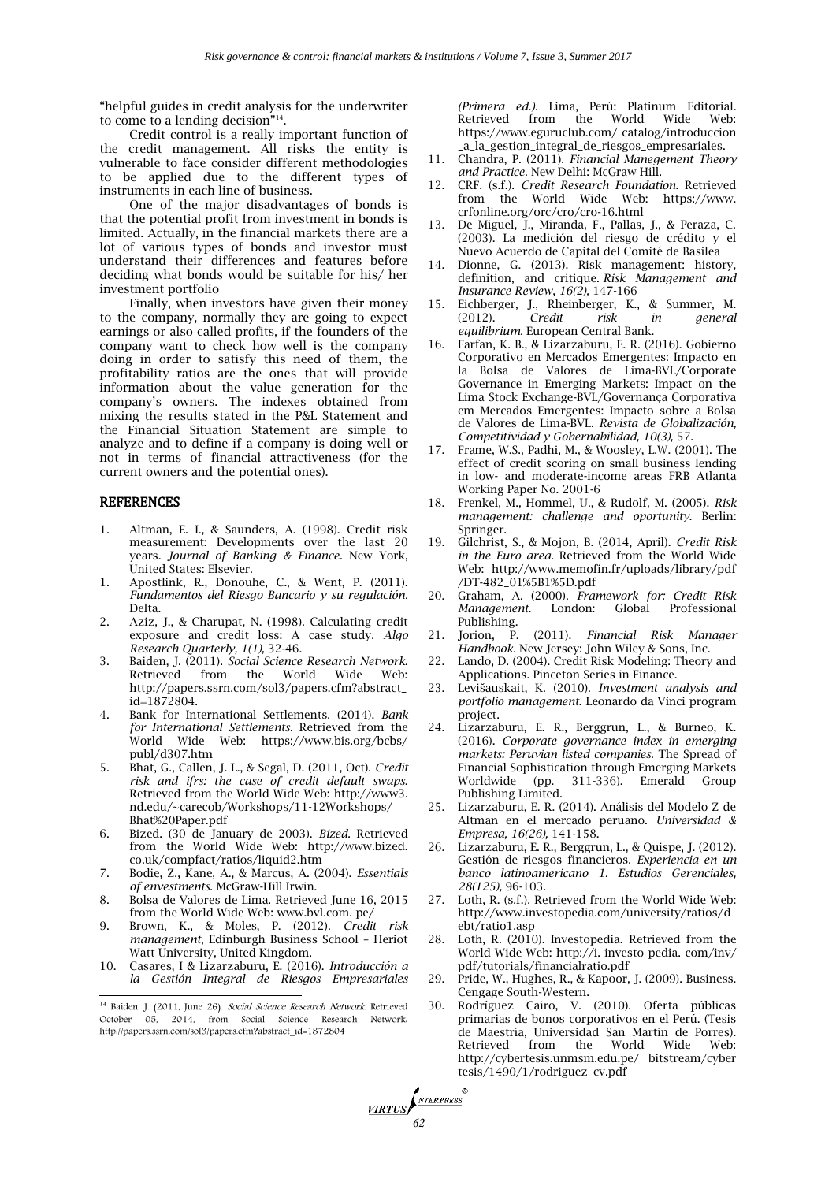"helpful guides in credit analysis for the underwriter to come to a lending decision"[14].

Credit control is a really important function of the credit management. All risks the entity is vulnerable to face consider different methodologies to be applied due to the different types of instruments in each line of business.

One of the major disadvantages of bonds is that the potential profit from investment in bonds is limited. Actually, in the financial markets there are a lot of various types of bonds and investor must understand their differences and features before deciding what bonds would be suitable for his/ her investment portfolio

Finally, when investors have given their money to the company, normally they are going to expect earnings or also called profits, if the founders of the company want to check how well is the company doing in order to satisfy this need of them, the profitability ratios are the ones that will provide information about the value generation for the company's owners. The indexes obtained from mixing the results stated in the P&L Statement and the Financial Situation Statement are simple to analyze and to define if a company is doing well or not in terms of financial attractiveness (for the current owners and the potential ones).

## REFERENCES

1. Altman, E. I., & Saunders, A. (1998). Credit risk measurement: Developments over the last 20 years. *Journal of Banking & Finance*. New York, United States: Elsevier.
1. Apostlink, R., Donouhe, C., & Went, P. (2011). *Fundamentos del Riesgo Bancario y su regulación*. Delta.
2. Aziz, J., & Charupat, N. (1998). Calculating credit exposure and credit loss: A case study. *Algo Research Quarterly, 1(1),* 32-46.
3. Baiden, J. (2011). *Social Science Research Network*. Retrieved from the World Wide Web: http://papers.ssrn.com/sol3/papers.cfm?abstract_id=1872804.
4. Bank for International Settlements. (2014). *Bank for International Settlements*. Retrieved from the World Wide Web: https://www.bis.org/bcbs/publ/d307.htm
5. Bhat, G., Callen, J. L., & Segal, D. (2011, Oct). *Credit risk and ifrs: the case of credit default swaps*. Retrieved from the World Wide Web: http://www3.nd.edu/~carecob/Workshops/11-12Workshops/Bhat%20Paper.pdf
6. Bized. (30 de January de 2003). *Bized*. Retrieved from the World Wide Web: http://www.bized.co.uk/compfact/ratios/liquid2.htm
7. Bodie, Z., Kane, A., & Marcus, A. (2004). *Essentials of envestments*. McGraw-Hill Irwin.
8. Bolsa de Valores de Lima. Retrieved June 16, 2015 from the World Wide Web: www.bvl.com. pe/
9. Brown, K., & Moles, P. (2012). *Credit risk management*, Edinburgh Business School – Heriot Watt University, United Kingdom.
10. Casares, I & Lizarzaburu, E. (2016). *Introducción a la Gestión Integral de Riesgos Empresariales (Primera ed.)*. Lima, Perú: Platinum Editorial. Retrieved from the World Wide Web: https://www.eguruclub.com/ catalog/introduccion_a_la_gestion_integral_de_riesgos_empresariales.
11. Chandra, P. (2011). *Financial Manegement Theory and Practice*. New Delhi: McGraw Hill.
12. CRF. (s.f.). *Credit Research Foundation*. Retrieved from the World Wide Web: https://www.crfonline.org/orc/cro/cro-16.html
13. De Miguel, J., Miranda, F., Pallas, J., & Peraza, C. (2003). La medición del riesgo de crédito y el Nuevo Acuerdo de Capital del Comité de Basilea
14. Dionne, G. (2013). Risk management: history, definition, and critique. *Risk Management and Insurance Review*, *16(2),* 147-166
15. Eichberger, J., Rheinberger, K., & Summer, M. (2012). *Credit risk in general equilibrium*. European Central Bank.
16. Farfan, K. B., & Lizarzaburu, E. R. (2016). Gobierno Corporativo en Mercados Emergentes: Impacto en la Bolsa de Valores de Lima-BVL/Corporate Governance in Emerging Markets: Impact on the Lima Stock Exchange-BVL/Governança Corporativa em Mercados Emergentes: Impacto sobre a Bolsa de Valores de Lima-BVL. *Revista de Globalización, Competitividad y Gobernabilidad, 10(3),* 57.
17. Frame, W.S., Padhi, M., & Woosley, L.W. (2001). The effect of credit scoring on small business lending in low- and moderate-income areas FRB Atlanta Working Paper No. 2001-6
18. Frenkel, M., Hommel, U., & Rudolf, M. (2005). *Risk management: challenge and oportunity*. Berlin: Springer.
19. Gilchrist, S., & Mojon, B. (2014, April). *Credit Risk in the Euro area*. Retrieved from the World Wide Web: http://www.memofin.fr/uploads/library/pdf/DT-482_01%5B1%5D.pdf
20. Graham, A. (2000). *Framework for: Credit Risk Management*. London: Global Professional Publishing.
21. Jorion, P. (2011). *Financial Risk Manager Handbook*. New Jersey: John Wiley & Sons, Inc.
22. Lando, D. (2004). Credit Risk Modeling: Theory and Applications. Pinceton Series in Finance.
23. Levišauskait, K. (2010). *Investment analysis and portfolio management*. Leonardo da Vinci program project.
24. Lizarzaburu, E. R., Berggrun, L., & Burneo, K. (2016). *Corporate governance index in emerging markets: Peruvian listed companies*. The Spread of Financial Sophistication through Emerging Markets Worldwide (pp. 311-336). Emerald Group Publishing Limited.
25. Lizarzaburu, E. R. (2014). Análisis del Modelo Z de Altman en el mercado peruano. *Universidad & Empresa, 16(26),* 141-158.
26. Lizarzaburu, E. R., Berggrun, L., & Quispe, J. (2012). Gestión de riesgos financieros. *Experiencia en un banco latinoamericano 1. Estudios Gerenciales, 28(125),* 96-103.
27. Loth, R. (s.f.). Retrieved from the World Wide Web: http://www.investopedia.com/university/ratios/debt/ratio1.asp
28. Loth, R. (2010). Investopedia. Retrieved from the World Wide Web: http://i. investo pedia. com/inv/pdf/tutorials/financialratio.pdf
29. Pride, W., Hughes, R., & Kapoor, J. (2009). Business. Cengage South-Western.
30. Rodríguez Cairo, V. (2010). Oferta públicas primarias de bonos corporativos en el Perú. (Tesis de Maestría, Universidad San Martín de Porres). Retrieved from the World Wide Web: http://cybertesis.unmsm.edu.pe/ bitstream/cybertesis/1490/1/rodriguez_cv.pdf

---

[14] Baiden, J. (2011, June 26). *Social Science Research Network*. Retrieved October 05, 2014, from Social Science Research Network: http://papers.ssrn.com/sol3/papers.cfm?abstract_id=1872804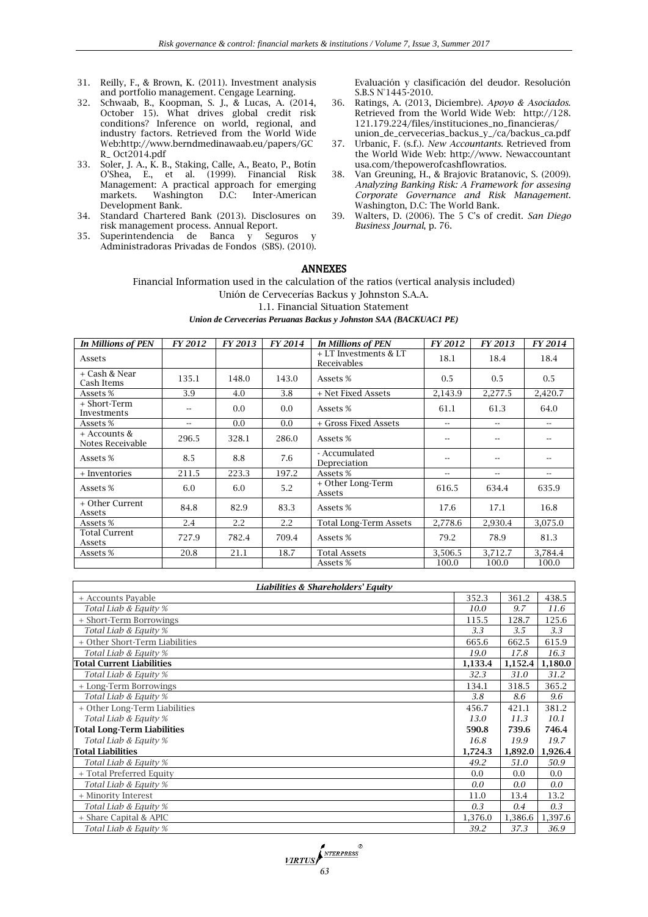31. Reilly, F., & Brown, K. (2011). Investment analysis and portfolio management. Cengage Learning.
32. Schwaab, B., Koopman, S. J., & Lucas, A. (2014, October 15). What drives global credit risk conditions? Inference on world, regional, and industry factors. Retrieved from the World Wide Web:http://www.berndmedinawaab.eu/papers/GCR_ Oct2014.pdf
33. Soler, J. A., K. B., Staking, Calle, A., Beato, P., Botín O'Shea, E., et al. (1999). Financial Risk Management: A practical approach for emerging markets. Washington D.C: Inter-American Development Bank.
34. Standard Chartered Bank (2013). Disclosures on risk management process. Annual Report.
35. Superintendencia de Banca y Seguros y Administradoras Privadas de Fondos (SBS). (2010). Evaluación y clasificación del deudor. Resolución S.B.S N°1445-2010.
36. Ratings, A. (2013, Diciembre). *Apoyo & Asociados*. Retrieved from the World Wide Web: http://128.121.179.224/files/instituciones_no_financieras/union_de_cervecerias_backus_y_/ca/backus_ca.pdf
37. Urbanic, F. (s.f.). *New Accountants*. Retrieved from the World Wide Web: http://www. Newaccountant usa.com/thepowerofcashflowratios.
38. Van Greuning, H., & Brajovic Bratanovic, S. (2009). *Analyzing Banking Risk: A Framework for assesing Corporate Governance and Risk Management*. Washington, D.C: The World Bank.
39. Walters, D. (2006). The 5 C's of credit. *San Diego Business Journal*, p. 76.

## ANNEXES

Financial Information used in the calculation of the ratios (vertical analysis included)

Unión de Cervecerías Backus y Johnston S.A.A.

1.1. Financial Situation Statement

***Union de Cervecerias Peruanas Backus y Johnston SAA (BACKUAC1 PE)***

| *In Millions of PEN* | *FY 2012* | *FY 2013* | *FY 2014* | *In Millions of PEN* | *FY 2012* | *FY 2013* | *FY 2014* |
|---|---|---|---|---|---|---|---|
| Assets | | | | + LT Investments & LT Receivables | 18.1 | 18.4 | 18.4 |
| + Cash & Near Cash Items | 135.1 | 148.0 | 143.0 | Assets % | 0.5 | 0.5 | 0.5 |
| Assets % | 3.9 | 4.0 | 3.8 | + Net Fixed Assets | 2,143.9 | 2,277.5 | 2,420.7 |
| + Short-Term Investments | -- | 0.0 | 0.0 | Assets % | 61.1 | 61.3 | 64.0 |
| Assets % | -- | 0.0 | 0.0 | + Gross Fixed Assets | -- | -- | -- |
| + Accounts & Notes Receivable | 296.5 | 328.1 | 286.0 | Assets % | -- | -- | -- |
| Assets % | 8.5 | 8.8 | 7.6 | - Accumulated Depreciation | -- | -- | -- |
| + Inventories | 211.5 | 223.3 | 197.2 | Assets % | -- | -- | -- |
| Assets % | 6.0 | 6.0 | 5.2 | + Other Long-Term Assets | 616.5 | 634.4 | 635.9 |
| + Other Current Assets | 84.8 | 82.9 | 83.3 | Assets % | 17.6 | 17.1 | 16.8 |
| Assets % | 2.4 | 2.2 | 2.2 | Total Long-Term Assets | 2,778.6 | 2,930.4 | 3,075.0 |
| Total Current Assets | 727.9 | 782.4 | 709.4 | Assets % | 79.2 | 78.9 | 81.3 |
| Assets % | 20.8 | 21.1 | 18.7 | Total Assets | 3,506.5 | 3,712.7 | 3,784.4 |
| | | | | Assets % | 100.0 | 100.0 | 100.0 |

| *Liabilities & Shareholders' Equity* | | | |
|---|---|---|---|
| + Accounts Payable | 352.3 | 361.2 | 438.5 |
| *Total Liab & Equity %* | *10.0* | *9.7* | *11.6* |
| + Short-Term Borrowings | 115.5 | 128.7 | 125.6 |
| *Total Liab & Equity %* | *3.3* | *3.5* | *3.3* |
| + Other Short-Term Liabilities | 665.6 | 662.5 | 615.9 |
| *Total Liab & Equity %* | *19.0* | *17.8* | *16.3* |
| **Total Current Liabilities** | **1,133.4** | **1,152.4** | **1,180.0** |
| *Total Liab & Equity %* | *32.3* | *31.0* | *31.2* |
| + Long-Term Borrowings | 134.1 | 318.5 | 365.2 |
| *Total Liab & Equity %* | *3.8* | *8.6* | *9.6* |
| + Other Long-Term Liabilities | 456.7 | 421.1 | 381.2 |
| *Total Liab & Equity %* | *13.0* | *11.3* | *10.1* |
| **Total Long-Term Liabilities** | **590.8** | **739.6** | **746.4** |
| *Total Liab & Equity %* | *16.8* | *19.9* | *19.7* |
| **Total Liabilities** | **1,724.3** | **1,892.0** | **1,926.4** |
| *Total Liab & Equity %* | *49.2* | *51.0* | *50.9* |
| + Total Preferred Equity | 0.0 | 0.0 | 0.0 |
| *Total Liab & Equity %* | *0.0* | *0.0* | *0.0* |
| + Minority Interest | 11.0 | 13.4 | 13.2 |
| *Total Liab & Equity %* | *0.3* | *0.4* | *0.3* |
| + Share Capital & APIC | 1,376.0 | 1,386.6 | 1,397.6 |
| *Total Liab & Equity %* | *39.2* | *37.3* | *36.9* |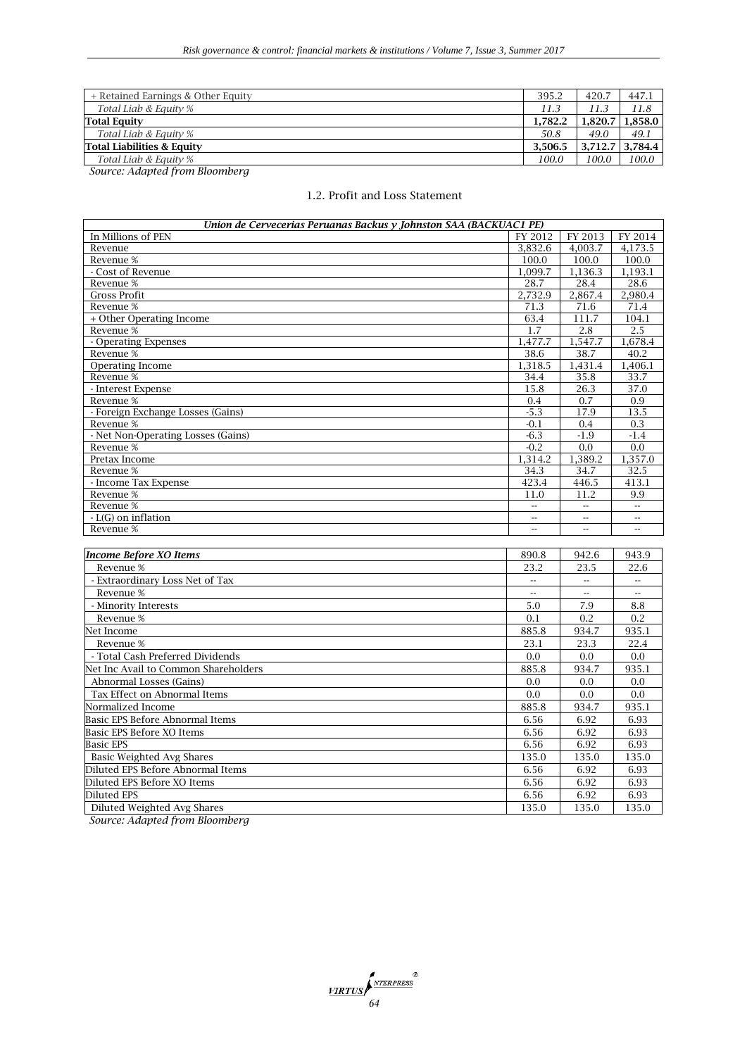| | | | |
|---|---|---|---|
| + Retained Earnings & Other Equity | 395.2 | 420.7 | 447.1 |
| *Total Liab & Equity %* | *11.3* | *11.3* | *11.8* |
| **Total Equity** | **1,782.2** | **1,820.7** | **1,858.0** |
| *Total Liab & Equity %* | *50.8* | *49.0* | *49.1* |
| **Total Liabilities & Equity** | **3,506.5** | **3,712.7** | **3,784.4** |
| *Total Liab & Equity %* | *100.0* | *100.0* | *100.0* |

*Source: Adapted from Bloomberg*

### 1.2. Profit and Loss Statement

| ***Union de Cervecerias Peruanas Backus y Johnston SAA (BACKUAC1 PE)*** | | | |
|---|---|---|---|
| In Millions of PEN | FY 2012 | FY 2013 | FY 2014 |
| Revenue | 3,832.6 | 4,003.7 | 4,173.5 |
| Revenue % | 100.0 | 100.0 | 100.0 |
| - Cost of Revenue | 1,099.7 | 1,136.3 | 1,193.1 |
| Revenue % | 28.7 | 28.4 | 28.6 |
| Gross Profit | 2,732.9 | 2,867.4 | 2,980.4 |
| Revenue % | 71.3 | 71.6 | 71.4 |
| + Other Operating Income | 63.4 | 111.7 | 104.1 |
| Revenue % | 1.7 | 2.8 | 2.5 |
| - Operating Expenses | 1,477.7 | 1,547.7 | 1,678.4 |
| Revenue % | 38.6 | 38.7 | 40.2 |
| Operating Income | 1,318.5 | 1,431.4 | 1,406.1 |
| Revenue % | 34.4 | 35.8 | 33.7 |
| - Interest Expense | 15.8 | 26.3 | 37.0 |
| Revenue % | 0.4 | 0.7 | 0.9 |
| - Foreign Exchange Losses (Gains) | -5.3 | 17.9 | 13.5 |
| Revenue % | -0.1 | 0.4 | 0.3 |
| - Net Non-Operating Losses (Gains) | -6.3 | -1.9 | -1.4 |
| Revenue % | -0.2 | 0.0 | 0.0 |
| Pretax Income | 1,314.2 | 1,389.2 | 1,357.0 |
| Revenue % | 34.3 | 34.7 | 32.5 |
| - Income Tax Expense | 423.4 | 446.5 | 413.1 |
| Revenue % | 11.0 | 11.2 | 9.9 |
| Revenue % | -- | -- | -- |
| - L(G) on inflation | -- | -- | -- |
| Revenue % | -- | -- | -- |
| ***Income Before XO Items*** | 890.8 | 942.6 | 943.9 |
| Revenue % | 23.2 | 23.5 | 22.6 |
| - Extraordinary Loss Net of Tax | -- | -- | -- |
| Revenue % | -- | -- | -- |
| - Minority Interests | 5.0 | 7.9 | 8.8 |
| Revenue % | 0.1 | 0.2 | 0.2 |
| Net Income | 885.8 | 934.7 | 935.1 |
| Revenue % | 23.1 | 23.3 | 22.4 |
| - Total Cash Preferred Dividends | 0.0 | 0.0 | 0.0 |
| Net Inc Avail to Common Shareholders | 885.8 | 934.7 | 935.1 |
| Abnormal Losses (Gains) | 0.0 | 0.0 | 0.0 |
| Tax Effect on Abnormal Items | 0.0 | 0.0 | 0.0 |
| Normalized Income | 885.8 | 934.7 | 935.1 |
| Basic EPS Before Abnormal Items | 6.56 | 6.92 | 6.93 |
| Basic EPS Before XO Items | 6.56 | 6.92 | 6.93 |
| Basic EPS | 6.56 | 6.92 | 6.93 |
| Basic Weighted Avg Shares | 135.0 | 135.0 | 135.0 |
| Diluted EPS Before Abnormal Items | 6.56 | 6.92 | 6.93 |
| Diluted EPS Before XO Items | 6.56 | 6.92 | 6.93 |
| Diluted EPS | 6.56 | 6.92 | 6.93 |
| Diluted Weighted Avg Shares | 135.0 | 135.0 | 135.0 |

*Source: Adapted from Bloomberg*